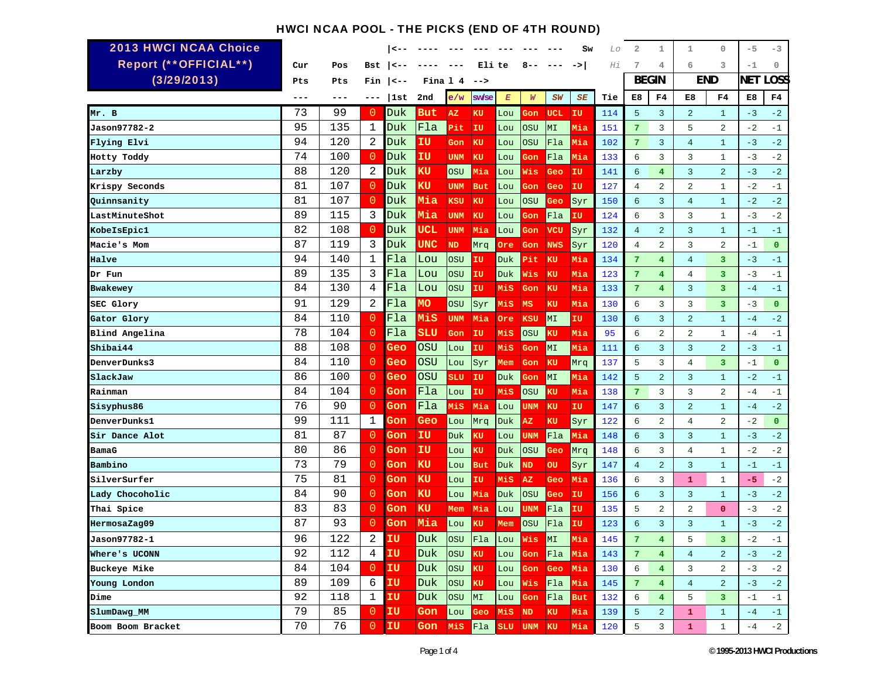# HWCI NCAA POOL - THE PICKS (END OF 4TH ROUND)

**2013 HWCI NCAA Choice Report (\*\*OFFICIAL\*\*) (3/29/2013)**

| | Cur Pts | Pos Pts | Bst Fin | 1st | 2nd | e/w | sw/se | E | W | SW | SE | Tie | BEGIN E8 | BEGIN F4 | END E8 | END F4 | NET LOSS E8 | NET LOSS F4 |
|---|---|---|---|---|---|---|---|---|---|---|---|---|---|---|---|---|---|---|
| | | | | \|<-- Final 4 --> | | | | \|<-- Elite 8 --> | | | | Lo / Hi | 2 / 7 | 1 / 4 | 1 / 6 | 0 / 3 | -5 / -1 | -3 / 0 |
| Mr. B | 73 | 99 | 0 | Duk | But | AZ | KU | Lou | Gon | UCL | IU | 114 | 5 | 3 | 2 | 1 | -3 | -2 |
| Jason97782-2 | 95 | 135 | 1 | Duk | Fla | Pit | IU | Lou | OSU | MI | Mia | 151 | 7 | 3 | 5 | 2 | -2 | -1 |
| Flying Elvi | 94 | 120 | 2 | Duk | IU | Gon | KU | Lou | OSU | Fla | Mia | 102 | 7 | 3 | 4 | 1 | -3 | -2 |
| Hotty Toddy | 74 | 100 | 0 | Duk | IU | UNM | KU | Lou | Gon | Fla | Mia | 133 | 6 | 3 | 3 | 1 | -3 | -2 |
| Larzby | 88 | 120 | 2 | Duk | KU | OSU | Mia | Lou | Wis | Geo | IU | 141 | 6 | 4 | 3 | 2 | -3 | -2 |
| Krispy Seconds | 81 | 107 | 0 | Duk | KU | UNM | But | Lou | Gon | Geo | IU | 127 | 4 | 2 | 2 | 1 | -2 | -1 |
| Quinnsanity | 81 | 107 | 0 | Duk | Mia | KSU | KU | Lou | OSU | Geo | Syr | 150 | 6 | 3 | 4 | 1 | -2 | -2 |
| LastMinuteShot | 89 | 115 | 3 | Duk | Mia | UNM | KU | Lou | Gon | Fla | IU | 124 | 6 | 3 | 3 | 1 | -3 | -2 |
| KobeIsEpic1 | 82 | 108 | 0 | Duk | UCL | UNM | Mia | Lou | Gon | VCU | Syr | 132 | 4 | 2 | 3 | 1 | -1 | -1 |
| Macie's Mom | 87 | 119 | 3 | Duk | UNC | ND | Mrq | Ore | Gon | NWS | Syr | 120 | 4 | 2 | 3 | 2 | -1 | 0 |
| Halve | 94 | 140 | 1 | Fla | Lou | OSU | IU | Duk | Pit | KU | Mia | 134 | 7 | 4 | 4 | 3 | -3 | -1 |
| Dr Fun | 89 | 135 | 3 | Fla | Lou | OSU | IU | Duk | Wis | KU | Mia | 123 | 7 | 4 | 4 | 3 | -3 | -1 |
| Bwakewey | 84 | 130 | 4 | Fla | Lou | OSU | IU | MiS | Gon | KU | Mia | 133 | 7 | 4 | 3 | 3 | -4 | -1 |
| SEC Glory | 91 | 129 | 2 | Fla | MO | OSU | Syr | MiS | MS | KU | Mia | 130 | 6 | 3 | 3 | 3 | -3 | 0 |
| Gator Glory | 84 | 110 | 0 | Fla | MiS | UNM | Mia | Ore | KSU | MI | IU | 130 | 6 | 3 | 2 | 1 | -4 | -2 |
| Blind Angelina | 78 | 104 | 0 | Fla | SLU | Gon | IU | MiS | OSU | KU | Mia | 95 | 6 | 2 | 2 | 1 | -4 | -1 |
| Shibai44 | 88 | 108 | 0 | Geo | OSU | Lou | IU | MiS | Gon | MI | Mia | 111 | 6 | 3 | 3 | 2 | -3 | -1 |
| DenverDunks3 | 84 | 110 | 0 | Geo | OSU | Lou | Syr | Mem | Gon | KU | Mrq | 137 | 5 | 3 | 4 | 3 | -1 | 0 |
| SlackJaw | 86 | 100 | 0 | Geo | OSU | SLU | IU | Duk | Gon | MI | Mia | 142 | 5 | 2 | 3 | 1 | -2 | -1 |
| Rainman | 84 | 104 | 0 | Gon | Fla | Lou | IU | MiS | OSU | KU | Mia | 138 | 7 | 3 | 3 | 2 | -4 | -1 |
| Sisyphus86 | 76 | 90 | 0 | Gon | Fla | MiS | Mia | Lou | UNM | KU | IU | 147 | 6 | 3 | 2 | 1 | -4 | -2 |
| DenverDunks1 | 99 | 111 | 1 | Gon | Geo | Lou | Mrq | Duk | AZ | KU | Syr | 122 | 6 | 2 | 4 | 2 | -2 | 0 |
| Sir Dance Alot | 81 | 87 | 0 | Gon | IU | Duk | KU | Lou | UNM | Fla | Mia | 148 | 6 | 3 | 3 | 1 | -3 | -2 |
| BamaG | 80 | 86 | 0 | Gon | IU | Lou | KU | Duk | OSU | Geo | Mrq | 148 | 6 | 3 | 4 | 1 | -2 | -2 |
| Bambino | 73 | 79 | 0 | Gon | KU | Lou | But | Duk | ND | OU | Syr | 147 | 4 | 2 | 3 | 1 | -1 | -1 |
| SilverSurfer | 75 | 81 | 0 | Gon | KU | Lou | IU | MiS | AZ | Geo | Mia | 136 | 6 | 3 | 1 | 1 | -5 | -2 |
| Lady Chocoholic | 84 | 90 | 0 | Gon | KU | Lou | Mia | Duk | OSU | Geo | IU | 156 | 6 | 3 | 3 | 1 | -3 | -2 |
| Thai Spice | 83 | 83 | 0 | Gon | KU | Mem | Mia | Lou | UNM | Fla | IU | 135 | 5 | 2 | 2 | 0 | -3 | -2 |
| HermosaZag09 | 87 | 93 | 0 | Gon | Mia | Lou | KU | Mem | OSU | Fla | IU | 123 | 6 | 3 | 3 | 1 | -3 | -2 |
| Jason97782-1 | 96 | 122 | 2 | IU | Duk | OSU | Fla | Lou | Wis | MI | Mia | 145 | 7 | 4 | 5 | 3 | -2 | -1 |
| Where's UCONN | 92 | 112 | 4 | IU | Duk | OSU | KU | Lou | Gon | Fla | Mia | 143 | 7 | 4 | 4 | 2 | -3 | -2 |
| Buckeye Mike | 84 | 104 | 0 | IU | Duk | OSU | KU | Lou | Gon | Geo | Mia | 130 | 6 | 4 | 3 | 2 | -3 | -2 |
| Young London | 89 | 109 | 6 | IU | Duk | OSU | KU | Lou | Wis | Fla | Mia | 145 | 7 | 4 | 4 | 2 | -3 | -2 |
| Dime | 92 | 118 | 1 | IU | Duk | OSU | MI | Lou | Gon | Fla | But | 132 | 6 | 4 | 5 | 3 | -1 | -1 |
| SlumDawg_MM | 79 | 85 | 0 | IU | Gon | Lou | Geo | MiS | ND | KU | Mia | 139 | 5 | 2 | 1 | 1 | -4 | -1 |
| Boom Boom Bracket | 70 | 76 | 0 | IU | Gon | MiS | Fla | SLU | UNM | KU | Mia | 120 | 5 | 3 | 1 | 1 | -4 | -2 |

© 1995-2013 HWCI Productions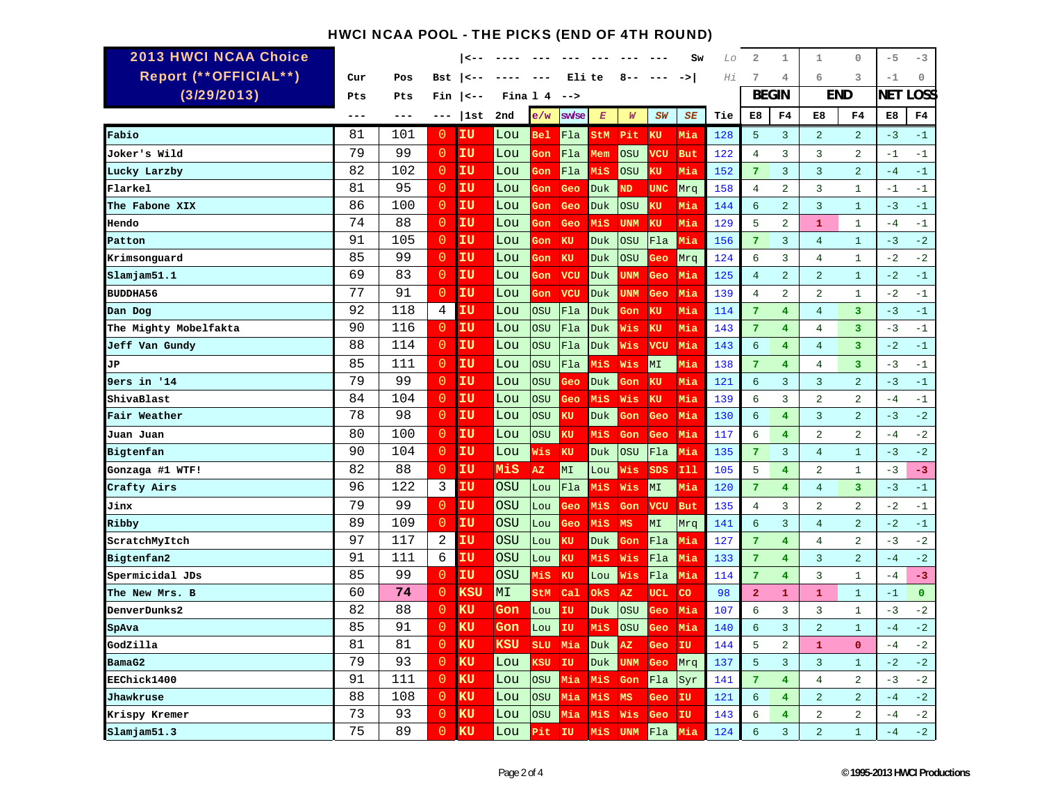# HWCI NCAA POOL - THE PICKS (END OF 4TH ROUND)

**2013 HWCI NCAA Choice Report (**OFFICIAL**) (3/29/2013)**

| | Cur Pts | Pos Pts | Bst Fin | 1st | 2nd | e/w | sw/se | E | W | SW | SE | Tie | BEGIN E8 | BEGIN F4 | END E8 | END F4 | NET LOSS E8 | NET LOSS F4 |
|---|---|---|---|---|---|---|---|---|---|---|---|---|---|---|---|---|---|---|
| Lo | | | | | | | | | | | | | 2 | 1 | 1 | 0 | -5 | -3 |
| Hi | | | | | | | | | | | | | 7 | 4 | 6 | 3 | -1 | 0 |
| Fabio | 81 | 101 | 0 | IU | Lou | Bel | Fla | StM | Pit | KU | Mia | 128 | 5 | 3 | 2 | 2 | -3 | -1 |
| Joker's Wild | 79 | 99 | 0 | IU | Lou | Gon | Fla | Mem | OSU | VCU | But | 122 | 4 | 3 | 3 | 2 | -1 | -1 |
| Lucky Larzby | 82 | 102 | 0 | IU | Lou | Gon | Fla | MiS | OSU | KU | Mia | 152 | 7 | 3 | 3 | 2 | -4 | -1 |
| Flarkel | 81 | 95 | 0 | IU | Lou | Gon | Geo | Duk | ND | UNC | Mrq | 158 | 4 | 2 | 3 | 1 | -1 | -1 |
| The Fabone XIX | 86 | 100 | 0 | IU | Lou | Gon | Geo | Duk | OSU | KU | Mia | 144 | 6 | 2 | 3 | 1 | -3 | -1 |
| Hendo | 74 | 88 | 0 | IU | Lou | Gon | Geo | MiS | UNM | KU | Mia | 129 | 5 | 2 | 1 | 1 | -4 | -1 |
| Patton | 91 | 105 | 0 | IU | Lou | Gon | KU | Duk | OSU | Fla | Mia | 156 | 7 | 3 | 4 | 1 | -3 | -2 |
| Krimsonguard | 85 | 99 | 0 | IU | Lou | Gon | KU | Duk | OSU | Geo | Mrq | 124 | 6 | 3 | 4 | 1 | -2 | -2 |
| Slamjam51.1 | 69 | 83 | 0 | IU | Lou | Gon | VCU | Duk | UNM | Geo | Mia | 125 | 4 | 2 | 2 | 1 | -2 | -1 |
| BUDDHA56 | 77 | 91 | 0 | IU | Lou | Gon | VCU | Duk | UNM | Geo | Mia | 139 | 4 | 2 | 2 | 1 | -2 | -1 |
| Dan Dog | 92 | 118 | 4 | IU | Lou | OSU | Fla | Duk | Gon | KU | Mia | 114 | 7 | 4 | 4 | 3 | -3 | -1 |
| The Mighty Mobelfakta | 90 | 116 | 0 | IU | Lou | OSU | Fla | Duk | Wis | KU | Mia | 143 | 7 | 4 | 4 | 3 | -3 | -1 |
| Jeff Van Gundy | 88 | 114 | 0 | IU | Lou | OSU | Fla | Duk | Wis | VCU | Mia | 143 | 6 | 4 | 4 | 3 | -2 | -1 |
| JP | 85 | 111 | 0 | IU | Lou | OSU | Fla | MiS | Wis | MI | Mia | 138 | 7 | 4 | 4 | 3 | -3 | -1 |
| 9ers in '14 | 79 | 99 | 0 | IU | Lou | OSU | Geo | Duk | Gon | KU | Mia | 121 | 6 | 3 | 3 | 2 | -3 | -1 |
| ShivaBlast | 84 | 104 | 0 | IU | Lou | OSU | Geo | MiS | Wis | KU | Mia | 139 | 6 | 3 | 2 | 2 | -4 | -1 |
| Fair Weather | 78 | 98 | 0 | IU | Lou | OSU | KU | Duk | Gon | Geo | Mia | 130 | 6 | 4 | 3 | 2 | -3 | -2 |
| Juan Juan | 80 | 100 | 0 | IU | Lou | OSU | KU | MiS | Gon | Geo | Mia | 117 | 6 | 4 | 2 | 2 | -4 | -2 |
| Bigtenfan | 90 | 104 | 0 | IU | Lou | Wis | KU | Duk | OSU | Fla | Mia | 135 | 7 | 3 | 4 | 1 | -3 | -2 |
| Gonzaga #1 WTF! | 82 | 88 | 0 | IU | MiS | AZ | MI | Lou | Wis | SDS | Ill | 105 | 5 | 4 | 2 | 1 | -3 | -3 |
| Crafty Airs | 96 | 122 | 3 | IU | OSU | Lou | Fla | MiS | Wis | MI | Mia | 120 | 7 | 4 | 4 | 3 | -3 | -1 |
| Jinx | 79 | 99 | 0 | IU | OSU | Lou | Geo | MiS | Gon | VCU | But | 135 | 4 | 3 | 2 | 2 | -2 | -1 |
| Ribby | 89 | 109 | 0 | IU | OSU | Lou | Geo | MiS | MS | MI | Mrq | 141 | 6 | 3 | 4 | 2 | -2 | -1 |
| ScratchMyItch | 97 | 117 | 2 | IU | OSU | Lou | KU | Duk | Gon | Fla | Mia | 127 | 7 | 4 | 4 | 2 | -3 | -2 |
| Bigtenfan2 | 91 | 111 | 6 | IU | OSU | Lou | KU | MiS | Wis | Fla | Mia | 133 | 7 | 4 | 3 | 2 | -4 | -2 |
| Spermicidal JDs | 85 | 99 | 0 | IU | OSU | MiS | KU | Lou | Wis | Fla | Mia | 114 | 7 | 4 | 3 | 1 | -4 | -3 |
| The New Mrs. B | 60 | 74 | 0 | KSU | MI | StM | Cal | OkS | AZ | UCL | CO | 98 | 2 | 1 | 1 | 1 | -1 | 0 |
| DenverDunks2 | 82 | 88 | 0 | KU | Gon | Lou | IU | Duk | OSU | Geo | Mia | 107 | 6 | 3 | 3 | 1 | -3 | -2 |
| SpAva | 85 | 91 | 0 | KU | Gon | Lou | IU | MiS | OSU | Geo | Mia | 140 | 6 | 3 | 2 | 1 | -4 | -2 |
| GodZilla | 81 | 81 | 0 | KU | KSU | SLU | Mia | Duk | AZ | Geo | IU | 144 | 5 | 2 | 1 | 0 | -4 | -2 |
| BamaG2 | 79 | 93 | 0 | KU | Lou | KSU | IU | Duk | UNM | Geo | Mrq | 137 | 5 | 3 | 3 | 1 | -2 | -2 |
| EEChick1400 | 91 | 111 | 0 | KU | Lou | OSU | Mia | MiS | Gon | Fla | Syr | 141 | 7 | 4 | 4 | 2 | -3 | -2 |
| Jhawkruse | 88 | 108 | 0 | KU | Lou | OSU | Mia | MiS | MS | Geo | IU | 121 | 6 | 4 | 2 | 2 | -4 | -2 |
| Krispy Kremer | 73 | 93 | 0 | KU | Lou | OSU | Mia | MiS | Wis | Geo | IU | 143 | 6 | 4 | 2 | 2 | -4 | -2 |
| Slamjam51.3 | 75 | 89 | 0 | KU | Lou | Pit | IU | MiS | UNM | Fla | Mia | 124 | 6 | 3 | 2 | 1 | -4 | -2 |

© 1995-2013 HWCI Productions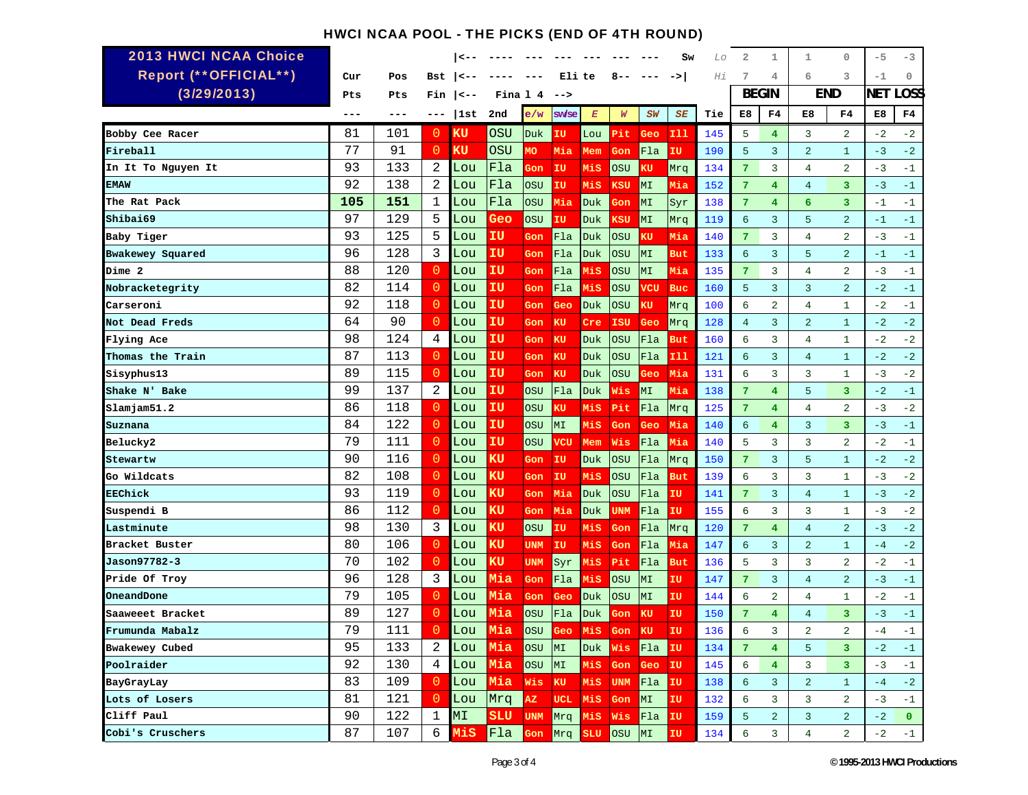# HWCI NCAA POOL - THE PICKS (END OF 4TH ROUND)

**2013 HWCI NCAA Choice Report (**OFFICIAL**) (3/29/2013)**

| | Cur Pts | Pos Pts | Bst Fin | 1st | 2nd | e/w | sw/se | E | W | SW | SE | Tie | BEGIN E8 (Lo 2 / Hi 7) | BEGIN F4 (Lo 1 / Hi 4) | END E8 (Lo 1 / Hi 6) | END F4 (Lo 0 / Hi 3) | NET LOSS E8 (Lo -5 / Hi -1) | NET LOSS F4 (Lo -3 / Hi 0) |
|---|---|---|---|---|---|---|---|---|---|---|---|---|---|---|---|---|---|---|
| Bobby Cee Racer | 81 | 101 | 0 | KU | OSU | Duk | IU | Lou | Pit | Geo | Ill | 145 | 5 | 4 | 3 | 2 | -2 | -2 |
| Fireball | 77 | 91 | 0 | KU | OSU | MO | Mia | Mem | Gon | Fla | IU | 190 | 5 | 3 | 2 | 1 | -3 | -2 |
| In It To Nguyen It | 93 | 133 | 2 | Lou | Fla | Gon | IU | MiS | OSU | KU | Mrq | 134 | 7 | 3 | 4 | 2 | -3 | -1 |
| EMAW | 92 | 138 | 2 | Lou | Fla | OSU | IU | MiS | KSU | MI | Mia | 152 | 7 | 4 | 4 | 3 | -3 | -1 |
| The Rat Pack | **105** | **151** | 1 | Lou | Fla | OSU | Mia | Duk | Gon | MI | Syr | 138 | 7 | 4 | 6 | 3 | -1 | -1 |
| Shibai69 | 97 | 129 | 5 | Lou | Geo | OSU | IU | Duk | KSU | MI | Mrq | 119 | 6 | 3 | 5 | 2 | -1 | -1 |
| Baby Tiger | 93 | 125 | 5 | Lou | IU | Gon | Fla | Duk | OSU | KU | Mia | 140 | 7 | 3 | 4 | 2 | -3 | -1 |
| Bwakewey Squared | 96 | 128 | 3 | Lou | IU | Gon | Fla | Duk | OSU | MI | But | 133 | 6 | 3 | 5 | 2 | -1 | -1 |
| Dime 2 | 88 | 120 | 0 | Lou | IU | Gon | Fla | MiS | OSU | MI | Mia | 135 | 7 | 3 | 4 | 2 | -3 | -1 |
| Nobracketegrity | 82 | 114 | 0 | Lou | IU | Gon | Fla | MiS | OSU | VCU | Buc | 160 | 5 | 3 | 3 | 2 | -2 | -1 |
| Carseroni | 92 | 118 | 0 | Lou | IU | Gon | Geo | Duk | OSU | KU | Mrq | 100 | 6 | 2 | 4 | 1 | -2 | -1 |
| Not Dead Freds | 64 | 90 | 0 | Lou | IU | Gon | KU | Cre | ISU | Geo | Mrq | 128 | 4 | 3 | 2 | 1 | -2 | -2 |
| Flying Ace | 98 | 124 | 4 | Lou | IU | Gon | KU | Duk | OSU | Fla | But | 160 | 6 | 3 | 4 | 1 | -2 | -2 |
| Thomas the Train | 87 | 113 | 0 | Lou | IU | Gon | KU | Duk | OSU | Fla | Ill | 121 | 6 | 3 | 4 | 1 | -2 | -2 |
| Sisyphus13 | 89 | 115 | 0 | Lou | IU | Gon | KU | Duk | OSU | Geo | Mia | 131 | 6 | 3 | 3 | 1 | -3 | -2 |
| Shake N' Bake | 99 | 137 | 2 | Lou | IU | OSU | Fla | Duk | Wis | MI | Mia | 138 | 7 | 4 | 5 | 3 | -2 | -1 |
| Slamjam51.2 | 86 | 118 | 0 | Lou | IU | OSU | KU | MiS | Pit | Fla | Mrq | 125 | 7 | 4 | 4 | 2 | -3 | -2 |
| Suznana | 84 | 122 | 0 | Lou | IU | OSU | MI | MiS | Gon | Geo | Mia | 140 | 6 | 4 | 3 | 3 | -3 | -1 |
| Belucky2 | 79 | 111 | 0 | Lou | IU | OSU | VCU | Mem | Wis | Fla | Mia | 140 | 5 | 3 | 3 | 2 | -2 | -1 |
| Stewartw | 90 | 116 | 0 | Lou | KU | Gon | IU | Duk | OSU | Fla | Mrq | 150 | 7 | 3 | 5 | 1 | -2 | -2 |
| Go Wildcats | 82 | 108 | 0 | Lou | KU | Gon | IU | MiS | OSU | Fla | But | 139 | 6 | 3 | 3 | 1 | -3 | -2 |
| EEChick | 93 | 119 | 0 | Lou | KU | Gon | Mia | Duk | OSU | Fla | IU | 141 | 7 | 3 | 4 | 1 | -3 | -2 |
| Suspendi B | 86 | 112 | 0 | Lou | KU | Gon | Mia | Duk | UNM | Fla | IU | 155 | 6 | 3 | 3 | 1 | -3 | -2 |
| Lastminute | 98 | 130 | 3 | Lou | KU | OSU | IU | MiS | Gon | Fla | Mrq | 120 | 7 | 4 | 4 | 2 | -3 | -2 |
| Bracket Buster | 80 | 106 | 0 | Lou | KU | UNM | IU | MiS | Gon | Fla | Mia | 147 | 6 | 3 | 2 | 1 | -4 | -2 |
| Jason97782-3 | 70 | 102 | 0 | Lou | KU | UNM | Syr | MiS | Pit | Fla | But | 136 | 5 | 3 | 3 | 2 | -2 | -1 |
| Pride Of Troy | 96 | 128 | 3 | Lou | Mia | Gon | Fla | MiS | OSU | MI | IU | 147 | 7 | 3 | 4 | 2 | -3 | -1 |
| OneandDone | 79 | 105 | 0 | Lou | Mia | Gon | Geo | Duk | OSU | MI | IU | 144 | 6 | 2 | 4 | 1 | -2 | -1 |
| Saaweeet Bracket | 89 | 127 | 0 | Lou | Mia | OSU | Fla | Duk | Gon | KU | IU | 150 | 7 | 4 | 4 | 3 | -3 | -1 |
| Frumunda Mabalz | 79 | 111 | 0 | Lou | Mia | OSU | Geo | MiS | Gon | KU | IU | 136 | 6 | 3 | 2 | 2 | -4 | -1 |
| Bwakewey Cubed | 95 | 133 | 2 | Lou | Mia | OSU | MI | Duk | Wis | Fla | IU | 134 | 7 | 4 | 5 | 3 | -2 | -1 |
| Poolraider | 92 | 130 | 4 | Lou | Mia | OSU | MI | MiS | Gon | Geo | IU | 145 | 6 | 4 | 3 | 3 | -3 | -1 |
| BayGrayLay | 83 | 109 | 0 | Lou | Mia | Wis | KU | MiS | UNM | Fla | IU | 138 | 6 | 3 | 2 | 1 | -4 | -2 |
| Lots of Losers | 81 | 121 | 0 | Lou | Mrq | AZ | UCL | MiS | Gon | MI | IU | 132 | 6 | 3 | 3 | 2 | -3 | -1 |
| Cliff Paul | 90 | 122 | 1 | MI | SLU | UNM | Mrq | MiS | Wis | Fla | IU | 159 | 5 | 2 | 3 | 2 | -2 | 0 |
| Cobi's Cruschers | 87 | 107 | 6 | MiS | Fla | Gon | Mrq | SLU | OSU | MI | IU | 134 | 6 | 3 | 4 | 2 | -2 | -1 |

© 1995-2013 HWCI Productions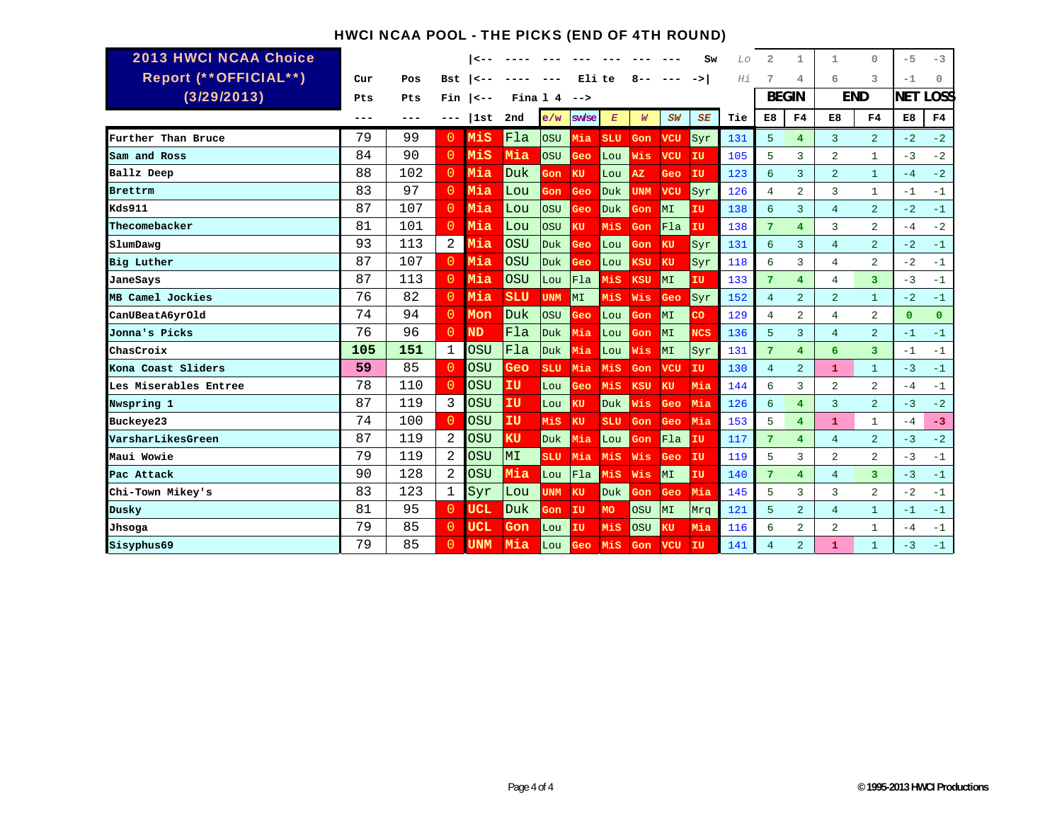# HWCI NCAA POOL - THE PICKS (END OF 4TH ROUND)

| 2013 HWCI NCAA Choice Report (**OFFICIAL**) (3/29/2013) | Cur Pts | Pos Pts | Bst Fin | 1st | 2nd | e/w | sw/se | E | W | SW | SE | Tie | BEGIN E8 (Lo 2 / Hi 7) | BEGIN F4 (Lo 1 / Hi 4) | END E8 (Lo 1 / Hi 6) | END F4 (Lo 0 / Hi 3) | NET LOSS E8 (Lo -5 / Hi -1) | NET LOSS F4 (Lo -3 / Hi 0) |
|---|---|---|---|---|---|---|---|---|---|---|---|---|---|---|---|---|---|---|
| Further Than Bruce | 79 | 99 | 0 | MiS | Fla | OSU | Mia | SLU | Gon | VCU | Syr | 131 | 5 | 4 | 3 | 2 | -2 | -2 |
| Sam and Ross | 84 | 90 | 0 | MiS | Mia | OSU | Geo | Lou | Wis | VCU | IU | 105 | 5 | 3 | 2 | 1 | -3 | -2 |
| Ballz Deep | 88 | 102 | 0 | Mia | Duk | Gon | KU | Lou | AZ | Geo | IU | 123 | 6 | 3 | 2 | 1 | -4 | -2 |
| Brettrm | 83 | 97 | 0 | Mia | Lou | Gon | Geo | Duk | UNM | VCU | Syr | 126 | 4 | 2 | 3 | 1 | -1 | -1 |
| Kds911 | 87 | 107 | 0 | Mia | Lou | OSU | Geo | Duk | Gon | MI | IU | 138 | 6 | 3 | 4 | 2 | -2 | -1 |
| Thecomebacker | 81 | 101 | 0 | Mia | Lou | OSU | KU | MiS | Gon | Fla | IU | 138 | 7 | 4 | 3 | 2 | -4 | -2 |
| SlumDawg | 93 | 113 | 2 | Mia | OSU | Duk | Geo | Lou | Gon | KU | Syr | 131 | 6 | 3 | 4 | 2 | -2 | -1 |
| Big Luther | 87 | 107 | 0 | Mia | OSU | Duk | Geo | Lou | KSU | KU | Syr | 118 | 6 | 3 | 4 | 2 | -2 | -1 |
| JaneSays | 87 | 113 | 0 | Mia | OSU | Lou | Fla | MiS | KSU | MI | IU | 133 | 7 | 4 | 4 | 3 | -3 | -1 |
| MB Camel Jockies | 76 | 82 | 0 | Mia | SLU | UNM | MI | MiS | Wis | Geo | Syr | 152 | 4 | 2 | 2 | 1 | -2 | -1 |
| CanUBeatA6yrOld | 74 | 94 | 0 | Mon | Duk | OSU | Geo | Lou | Gon | MI | CO | 129 | 4 | 2 | 4 | 2 | 0 | 0 |
| Jonna's Picks | 76 | 96 | 0 | ND | Fla | Duk | Mia | Lou | Gon | MI | NCS | 136 | 5 | 3 | 4 | 2 | -1 | -1 |
| ChasCroix | 105 | 151 | 1 | OSU | Fla | Duk | Mia | Lou | Wis | MI | Syr | 131 | 7 | 4 | 6 | 3 | -1 | -1 |
| Kona Coast Sliders | 59 | 85 | 0 | OSU | Geo | SLU | Mia | MiS | Gon | VCU | IU | 130 | 4 | 2 | 1 | 1 | -3 | -1 |
| Les Miserables Entree | 78 | 110 | 0 | OSU | IU | Lou | Geo | MiS | KSU | KU | Mia | 144 | 6 | 3 | 2 | 2 | -4 | -1 |
| Nwspring 1 | 87 | 119 | 3 | OSU | IU | Lou | KU | Duk | Wis | Geo | Mia | 126 | 6 | 4 | 3 | 2 | -3 | -2 |
| Buckeye23 | 74 | 100 | 0 | OSU | IU | MiS | KU | SLU | Gon | Geo | Mia | 153 | 5 | 4 | 1 | 1 | -4 | -3 |
| VarsharLikesGreen | 87 | 119 | 2 | OSU | KU | Duk | Mia | Lou | Gon | Fla | IU | 117 | 7 | 4 | 4 | 2 | -3 | -2 |
| Maui Wowie | 79 | 119 | 2 | OSU | MI | SLU | Mia | MiS | Wis | Geo | IU | 119 | 5 | 3 | 2 | 2 | -3 | -1 |
| Pac Attack | 90 | 128 | 2 | OSU | Mia | Lou | Fla | MiS | Wis | MI | IU | 140 | 7 | 4 | 4 | 3 | -3 | -1 |
| Chi-Town Mikey's | 83 | 123 | 1 | Syr | Lou | UNM | KU | Duk | Gon | Geo | Mia | 145 | 5 | 3 | 3 | 2 | -2 | -1 |
| Dusky | 81 | 95 | 0 | UCL | Duk | Gon | IU | MO | OSU | MI | Mrq | 121 | 5 | 2 | 4 | 1 | -1 | -1 |
| Jhsoga | 79 | 85 | 0 | UCL | Gon | Lou | IU | MiS | OSU | KU | Mia | 116 | 6 | 2 | 2 | 1 | -4 | -1 |
| Sisyphus69 | 79 | 85 | 0 | UNM | Mia | Lou | Geo | MiS | Gon | VCU | IU | 141 | 4 | 2 | 1 | 1 | -3 | -1 |

© 1995-2013 HWCI Productions